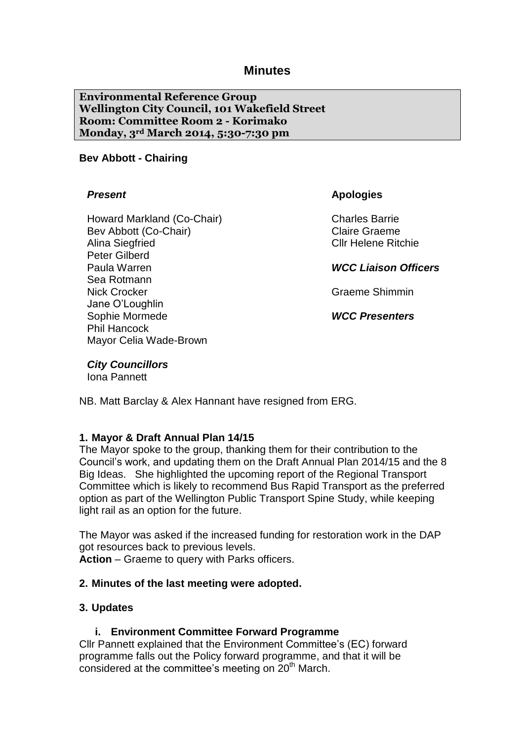# Minutes

**Environmental Reference Group**
**Wellington City Council, 101 Wakefield Street**
**Room: Committee Room 2 - Korimako**
**Monday, 3rd March 2014, 5:30-7:30 pm**

**Bev Abbott - Chairing**

***Present***

Howard Markland (Co-Chair)
Bev Abbott (Co-Chair)
Alina Siegfried
Peter Gilberd
Paula Warren
Sea Rotmann
Nick Crocker
Jane O'Loughlin
Sophie Mormede
Phil Hancock
Mayor Celia Wade-Brown

***City Councillors***

Iona Pannett

**Apologies**

Charles Barrie
Claire Graeme
Cllr Helene Ritchie

***WCC Liaison Officers***

Graeme Shimmin

***WCC Presenters***

NB. Matt Barclay & Alex Hannant have resigned from ERG.

### 1. Mayor & Draft Annual Plan 14/15

The Mayor spoke to the group, thanking them for their contribution to the Council's work, and updating them on the Draft Annual Plan 2014/15 and the 8 Big Ideas. She highlighted the upcoming report of the Regional Transport Committee which is likely to recommend Bus Rapid Transport as the preferred option as part of the Wellington Public Transport Spine Study, while keeping light rail as an option for the future.

The Mayor was asked if the increased funding for restoration work in the DAP got resources back to previous levels.
**Action** – Graeme to query with Parks officers.

### 2. Minutes of the last meeting were adopted.

### 3. Updates

#### i. Environment Committee Forward Programme

Cllr Pannett explained that the Environment Committee's (EC) forward programme falls out the Policy forward programme, and that it will be considered at the committee's meeting on 20th March.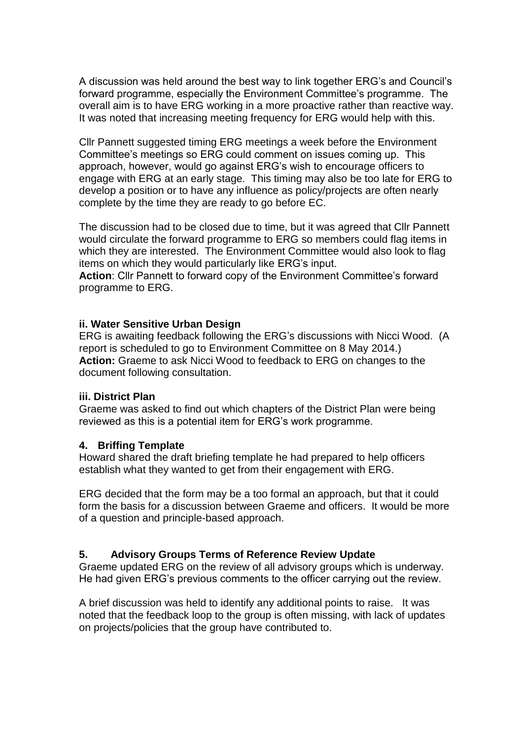A discussion was held around the best way to link together ERG's and Council's forward programme, especially the Environment Committee's programme. The overall aim is to have ERG working in a more proactive rather than reactive way. It was noted that increasing meeting frequency for ERG would help with this.

Cllr Pannett suggested timing ERG meetings a week before the Environment Committee's meetings so ERG could comment on issues coming up. This approach, however, would go against ERG's wish to encourage officers to engage with ERG at an early stage. This timing may also be too late for ERG to develop a position or to have any influence as policy/projects are often nearly complete by the time they are ready to go before EC.

The discussion had to be closed due to time, but it was agreed that Cllr Pannett would circulate the forward programme to ERG so members could flag items in which they are interested. The Environment Committee would also look to flag items on which they would particularly like ERG's input.
**Action**: Cllr Pannett to forward copy of the Environment Committee's forward programme to ERG.

**ii. Water Sensitive Urban Design**

ERG is awaiting feedback following the ERG's discussions with Nicci Wood. (A report is scheduled to go to Environment Committee on 8 May 2014.)
**Action:** Graeme to ask Nicci Wood to feedback to ERG on changes to the document following consultation.

**iii. District Plan**

Graeme was asked to find out which chapters of the District Plan were being reviewed as this is a potential item for ERG's work programme.

## 4. Briffing Template

Howard shared the draft briefing template he had prepared to help officers establish what they wanted to get from their engagement with ERG.

ERG decided that the form may be a too formal an approach, but that it could form the basis for a discussion between Graeme and officers. It would be more of a question and principle-based approach.

## 5. Advisory Groups Terms of Reference Review Update

Graeme updated ERG on the review of all advisory groups which is underway. He had given ERG's previous comments to the officer carrying out the review.

A brief discussion was held to identify any additional points to raise. It was noted that the feedback loop to the group is often missing, with lack of updates on projects/policies that the group have contributed to.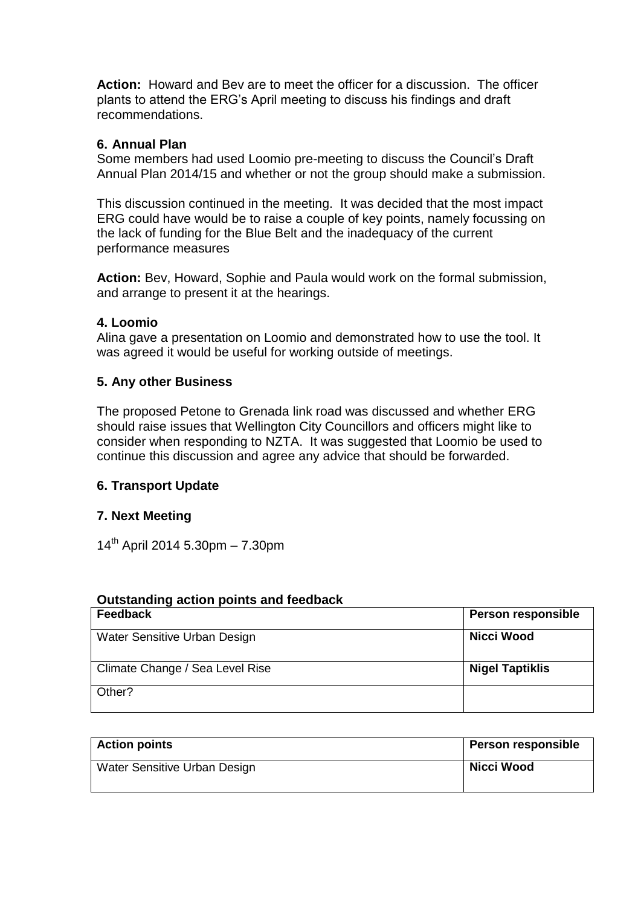**Action:** Howard and Bev are to meet the officer for a discussion. The officer plants to attend the ERG's April meeting to discuss his findings and draft recommendations.

### 6. Annual Plan

Some members had used Loomio pre-meeting to discuss the Council's Draft Annual Plan 2014/15 and whether or not the group should make a submission.

This discussion continued in the meeting. It was decided that the most impact ERG could have would be to raise a couple of key points, namely focussing on the lack of funding for the Blue Belt and the inadequacy of the current performance measures

**Action:** Bev, Howard, Sophie and Paula would work on the formal submission, and arrange to present it at the hearings.

### 4. Loomio

Alina gave a presentation on Loomio and demonstrated how to use the tool. It was agreed it would be useful for working outside of meetings.

### 5. Any other Business

The proposed Petone to Grenada link road was discussed and whether ERG should raise issues that Wellington City Councillors and officers might like to consider when responding to NZTA. It was suggested that Loomio be used to continue this discussion and agree any advice that should be forwarded.

### 6. Transport Update

### 7. Next Meeting

14th April 2014 5.30pm – 7.30pm

### Outstanding action points and feedback

| Feedback | Person responsible |
|---|---|
| Water Sensitive Urban Design | **Nicci Wood** |
| Climate Change / Sea Level Rise | **Nigel Taptiklis** |
| Other? | |

| Action points | Person responsible |
|---|---|
| Water Sensitive Urban Design | **Nicci Wood** |